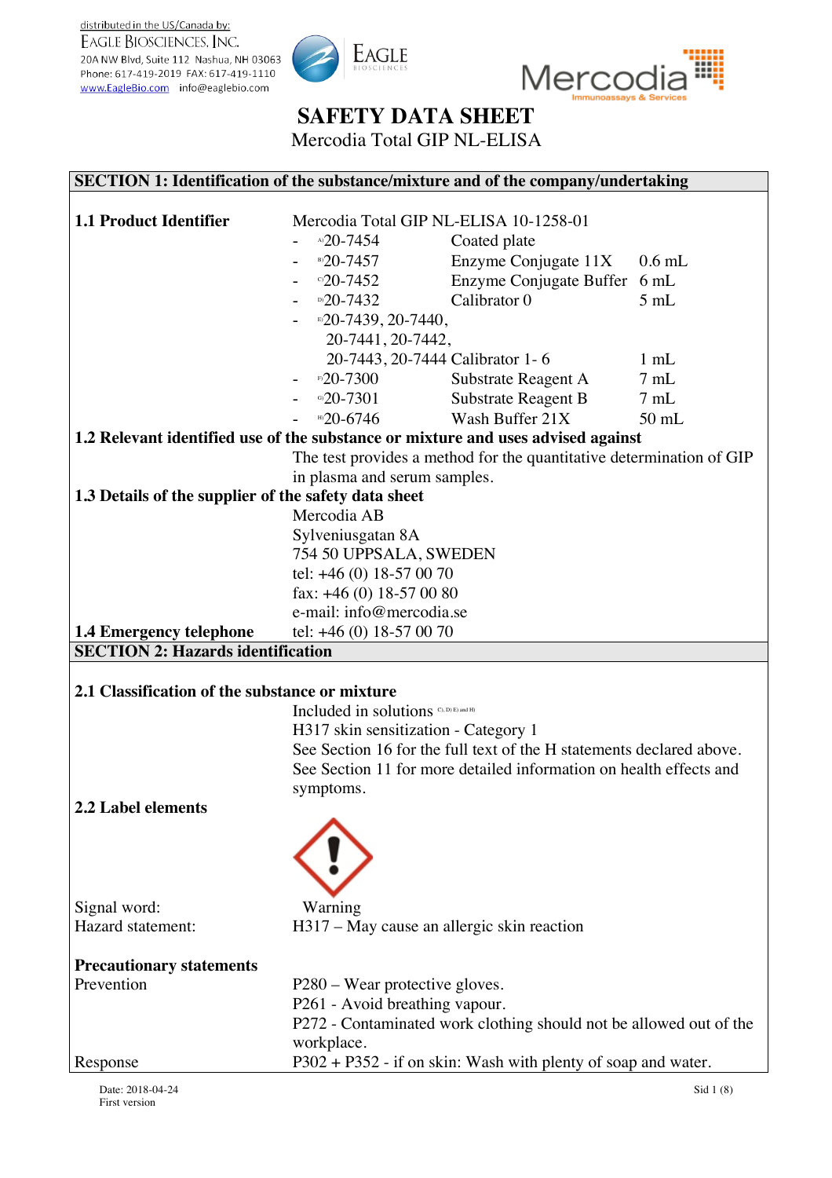distributed in the US/Canada by:
EAGLE BIOSCIENCES, INC.
20A NW Blvd, Suite 112 Nashua, NH 03063
Phone: 617-419-2019 FAX: 617-419-1110
www.EagleBio.com info@eaglebio.com

# SAFETY DATA SHEET

Mercodia Total GIP NL-ELISA

## SECTION 1: Identification of the substance/mixture and of the company/undertaking

**1.1 Product Identifier**

Mercodia Total GIP NL-ELISA 10-1258-01

- [A] 20-7454 Coated plate
- [B] 20-7457 Enzyme Conjugate 11X 0.6 mL
- [C] 20-7452 Enzyme Conjugate Buffer 6 mL
- [D] 20-7432 Calibrator 0 5 mL
- [E] 20-7439, 20-7440, 20-7441, 20-7442, 20-7443, 20-7444 Calibrator 1- 6 1 mL
- [F] 20-7300 Substrate Reagent A 7 mL
- [G] 20-7301 Substrate Reagent B 7 mL
- [H] 20-6746 Wash Buffer 21X 50 mL

**1.2 Relevant identified use of the substance or mixture and uses advised against**

The test provides a method for the quantitative determination of GIP in plasma and serum samples.

**1.3 Details of the supplier of the safety data sheet**

Mercodia AB
Sylveniusgatan 8A
754 50 UPPSALA, SWEDEN
tel: +46 (0) 18-57 00 70
fax: +46 (0) 18-57 00 80
e-mail: info@mercodia.se

**1.4 Emergency telephone** tel: +46 (0) 18-57 00 70

## SECTION 2: Hazards identification

**2.1 Classification of the substance or mixture**

Included in solutions [C), D) E) and H)]
H317 skin sensitization - Category 1
See Section 16 for the full text of the H statements declared above.
See Section 11 for more detailed information on health effects and symptoms.

**2.2 Label elements**

Signal word: Warning
Hazard statement: H317 – May cause an allergic skin reaction

**Precautionary statements**

Prevention
P280 – Wear protective gloves.
P261 - Avoid breathing vapour.
P272 - Contaminated work clothing should not be allowed out of the workplace.

Response
P302 + P352 - if on skin: Wash with plenty of soap and water.

Date: 2018-04-24
First version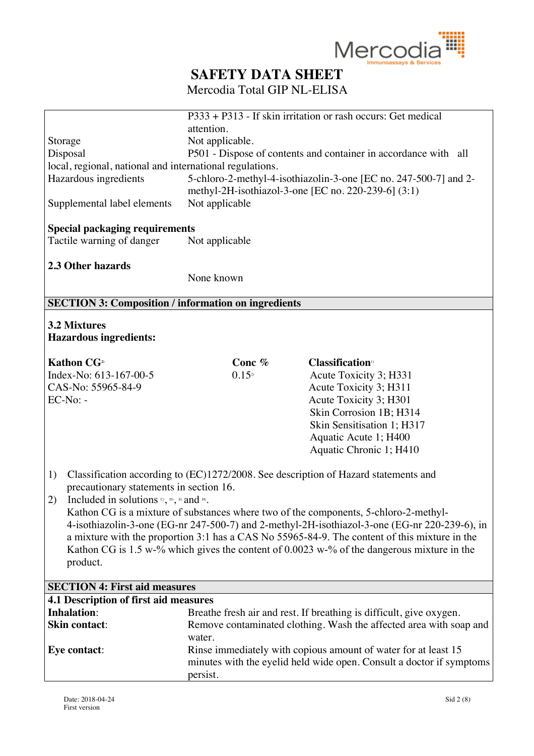# SAFETY DATA SHEET

Mercodia Total GIP NL-ELISA

| | |
|---|---|
| | P333 + P313 - If skin irritation or rash occurs: Get medical attention. |
| Storage | Not applicable. |
| Disposal | P501 - Dispose of contents and container in accordance with all local, regional, national and international regulations. |
| Hazardous ingredients | 5-chloro-2-methyl-4-isothiazolin-3-one [EC no. 247-500-7] and 2-methyl-2H-isothiazol-3-one [EC no. 220-239-6] (3:1) |
| Supplemental label elements | Not applicable |

**Special packaging requirements**

Tactile warning of danger: Not applicable

**2.3 Other hazards**

None known

## SECTION 3: Composition / information on ingredients

**3.2 Mixtures**

**Hazardous ingredients:**

| **Kathon CG**[2] | **Conc %** | **Classification**[1] |
|---|---|---|
| Index-No: 613-167-00-5<br>CAS-No: 55965-84-9<br>EC-No: - | 0.15[2] | Acute Toxicity 3; H331<br>Acute Toxicity 3; H311<br>Acute Toxicity 3; H301<br>Skin Corrosion 1B; H314<br>Skin Sensitisation 1; H317<br>Aquatic Acute 1; H400<br>Aquatic Chronic 1; H410 |

1) Classification according to (EC)1272/2008. See description of Hazard statements and precautionary statements in section 16.
2) Included in solutions [C], [D], [E] and [H].
   Kathon CG is a mixture of substances where two of the components, 5-chloro-2-methyl-4-isothiazolin-3-one (EG-nr 247-500-7) and 2-methyl-2H-isothiazol-3-one (EG-nr 220-239-6), in a mixture with the proportion 3:1 has a CAS No 55965-84-9. The content of this mixture in the Kathon CG is 1.5 w-% which gives the content of 0.0023 w-% of the dangerous mixture in the product.

## SECTION 4: First aid measures

**4.1 Description of first aid measures**

| | |
|---|---|
| **Inhalation**: | Breathe fresh air and rest. If breathing is difficult, give oxygen. |
| **Skin contact**: | Remove contaminated clothing. Wash the affected area with soap and water. |
| **Eye contact**: | Rinse immediately with copious amount of water for at least 15 minutes with the eyelid held wide open. Consult a doctor if symptoms persist. |

Date: 2018-04-24
First version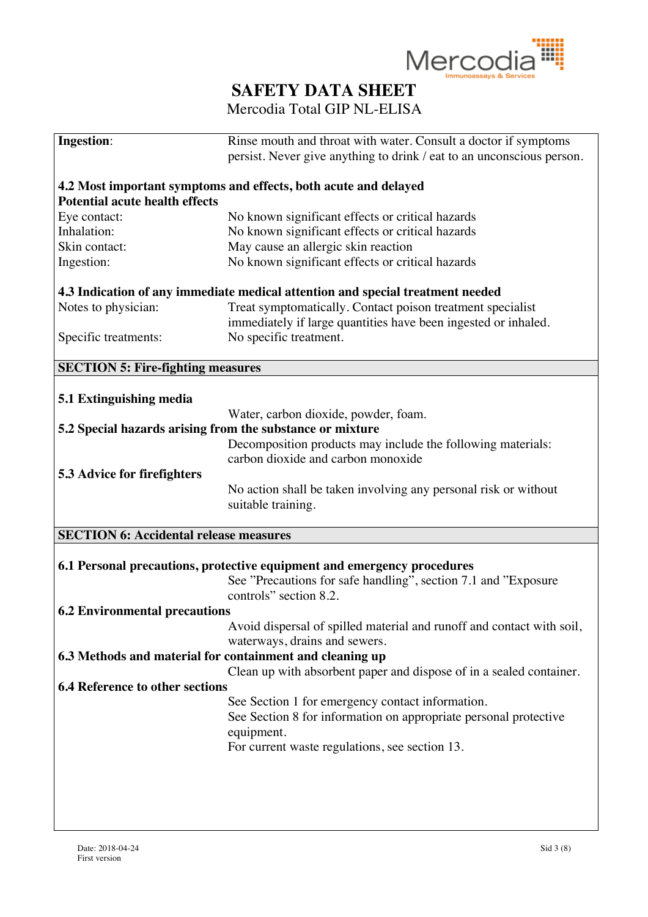| | |
|---|---|
| **Ingestion**: | Rinse mouth and throat with water. Consult a doctor if symptoms persist. Never give anything to drink / eat to an unconscious person. |

**4.2 Most important symptoms and effects, both acute and delayed**

**Potential acute health effects**

| | |
|---|---|
| Eye contact: | No known significant effects or critical hazards |
| Inhalation: | No known significant effects or critical hazards |
| Skin contact: | May cause an allergic skin reaction |
| Ingestion: | No known significant effects or critical hazards |

**4.3 Indication of any immediate medical attention and special treatment needed**

| | |
|---|---|
| Notes to physician: | Treat symptomatically. Contact poison treatment specialist immediately if large quantities have been ingested or inhaled. |
| Specific treatments: | No specific treatment. |

## SECTION 5: Fire-fighting measures

**5.1 Extinguishing media**

Water, carbon dioxide, powder, foam.

**5.2 Special hazards arising from the substance or mixture**

Decomposition products may include the following materials: carbon dioxide and carbon monoxide

**5.3 Advice for firefighters**

No action shall be taken involving any personal risk or without suitable training.

## SECTION 6: Accidental release measures

**6.1 Personal precautions, protective equipment and emergency procedures**

See "Precautions for safe handling", section 7.1 and "Exposure controls" section 8.2.

**6.2 Environmental precautions**

Avoid dispersal of spilled material and runoff and contact with soil, waterways, drains and sewers.

**6.3 Methods and material for containment and cleaning up**

Clean up with absorbent paper and dispose of in a sealed container.

**6.4 Reference to other sections**

See Section 1 for emergency contact information.
See Section 8 for information on appropriate personal protective equipment.
For current waste regulations, see section 13.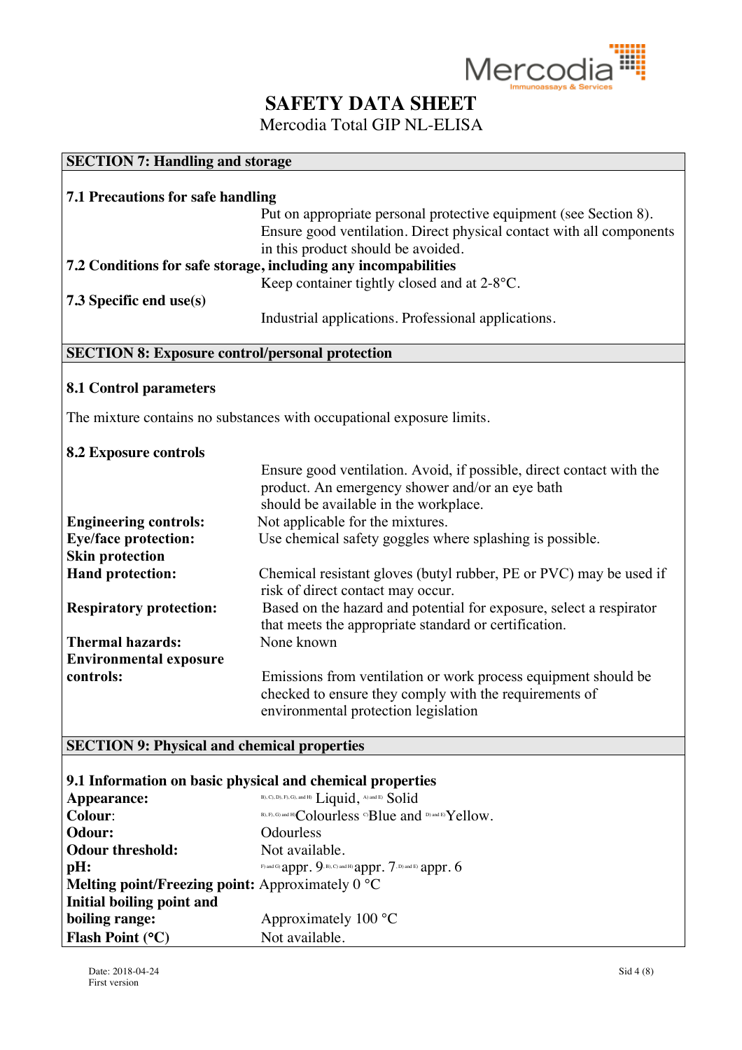# SAFETY DATA SHEET

Mercodia Total GIP NL-ELISA

## SECTION 7: Handling and storage

**7.1 Precautions for safe handling**

Put on appropriate personal protective equipment (see Section 8). Ensure good ventilation. Direct physical contact with all components in this product should be avoided.

**7.2 Conditions for safe storage, including any incompabilities**

Keep container tightly closed and at 2-8°C.

**7.3 Specific end use(s)**

Industrial applications. Professional applications.

## SECTION 8: Exposure control/personal protection

**8.1 Control parameters**

The mixture contains no substances with occupational exposure limits.

**8.2 Exposure controls**

Ensure good ventilation. Avoid, if possible, direct contact with the product. An emergency shower and/or an eye bath should be available in the workplace.

**Engineering controls:** Not applicable for the mixtures.

**Eye/face protection:** Use chemical safety goggles where splashing is possible.

**Skin protection**

**Hand protection:** Chemical resistant gloves (butyl rubber, PE or PVC) may be used if risk of direct contact may occur.

**Respiratory protection:** Based on the hazard and potential for exposure, select a respirator that meets the appropriate standard or certification.

**Thermal hazards:** None known

**Environmental exposure controls:** Emissions from ventilation or work process equipment should be checked to ensure they comply with the requirements of environmental protection legislation

## SECTION 9: Physical and chemical properties

**9.1 Information on basic physical and chemical properties**

**Appearance:** [B), C), D), F), G), and H)] Liquid, [A) and E)] Solid

**Colour:** [B), F), G) and H)] Colourless [C)] Blue and [D) and E)] Yellow.

**Odour:** Odourless

**Odour threshold:** Not available.

**pH:** [F) and G)] appr. 9 [B), C) and H)] appr. 7 [D) and E)] appr. 6

**Melting point/Freezing point:** Approximately 0 °C

**Initial boiling point and boiling range:** Approximately 100 °C

**Flash Point (°C)** Not available.

Date: 2018-04-24
First version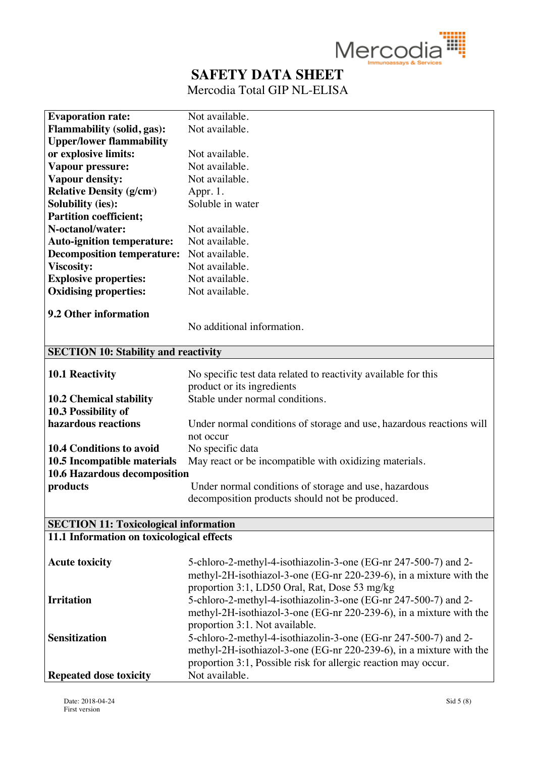| | |
|---|---|
| **Evaporation rate:** | Not available. |
| **Flammability (solid, gas):** | Not available. |
| **Upper/lower flammability or explosive limits:** | Not available. |
| **Vapour pressure:** | Not available. |
| **Vapour density:** | Not available. |
| **Relative Density (g/cm³)** | Appr. 1. |
| **Solubility (ies):** | Soluble in water |
| **Partition coefficient; N-octanol/water:** | Not available. |
| **Auto-ignition temperature:** | Not available. |
| **Decomposition temperature:** | Not available. |
| **Viscosity:** | Not available. |
| **Explosive properties:** | Not available. |
| **Oxidising properties:** | Not available. |

**9.2 Other information**

No additional information.

## SECTION 10: Stability and reactivity

| | |
|---|---|
| **10.1 Reactivity** | No specific test data related to reactivity available for this product or its ingredients |
| **10.2 Chemical stability** | Stable under normal conditions. |
| **10.3 Possibility of hazardous reactions** | Under normal conditions of storage and use, hazardous reactions will not occur |
| **10.4 Conditions to avoid** | No specific data |
| **10.5 Incompatible materials** | May react or be incompatible with oxidizing materials. |
| **10.6 Hazardous decomposition products** | Under normal conditions of storage and use, hazardous decomposition products should not be produced. |

## SECTION 11: Toxicological information

**11.1 Information on toxicological effects**

| | |
|---|---|
| **Acute toxicity** | 5-chloro-2-methyl-4-isothiazolin-3-one (EG-nr 247-500-7) and 2-methyl-2H-isothiazol-3-one (EG-nr 220-239-6), in a mixture with the proportion 3:1, LD50 Oral, Rat, Dose 53 mg/kg |
| **Irritation** | 5-chloro-2-methyl-4-isothiazolin-3-one (EG-nr 247-500-7) and 2-methyl-2H-isothiazol-3-one (EG-nr 220-239-6), in a mixture with the proportion 3:1. Not available. |
| **Sensitization** | 5-chloro-2-methyl-4-isothiazolin-3-one (EG-nr 247-500-7) and 2-methyl-2H-isothiazol-3-one (EG-nr 220-239-6), in a mixture with the proportion 3:1, Possible risk for allergic reaction may occur. |
| **Repeated dose toxicity** | Not available. |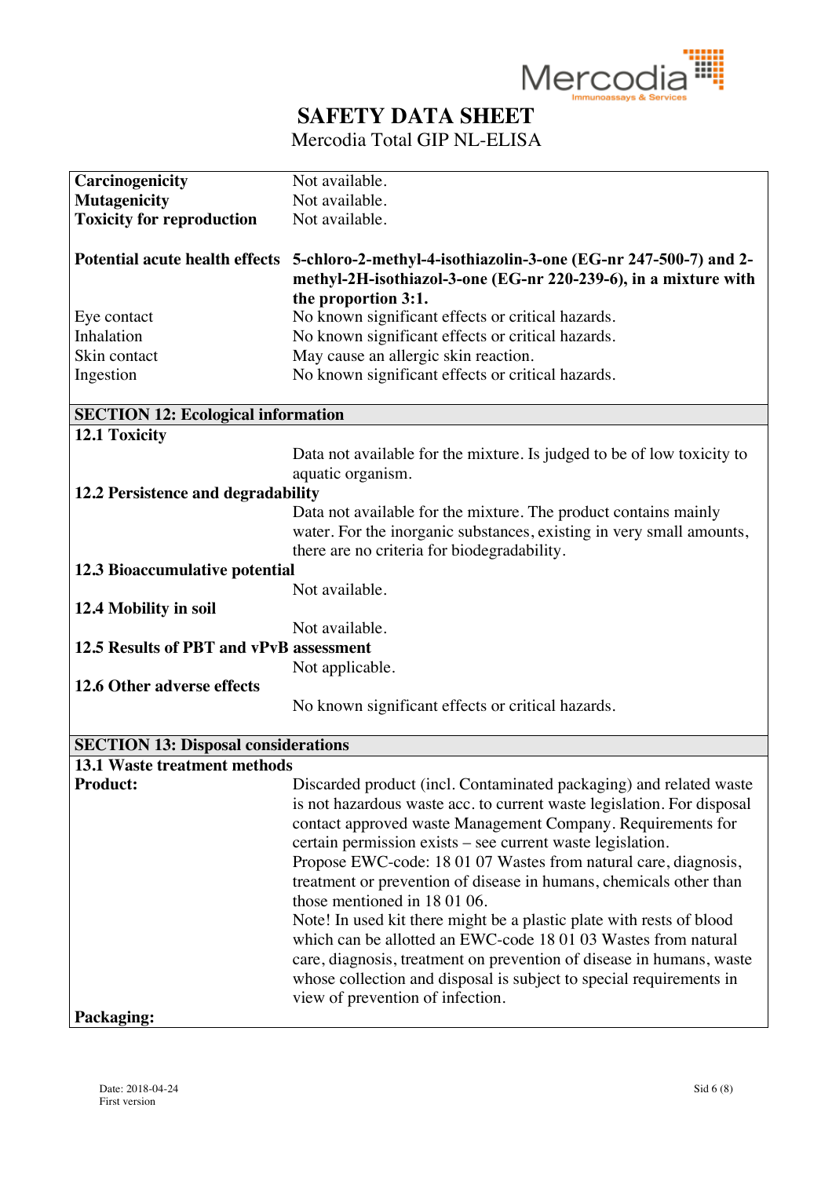# SAFETY DATA SHEET

Mercodia Total GIP NL-ELISA

| | |
|---|---|
| **Carcinogenicity** | Not available. |
| **Mutagenicity** | Not available. |
| **Toxicity for reproduction** | Not available. |
| **Potential acute health effects** | **5-chloro-2-methyl-4-isothiazolin-3-one (EG-nr 247-500-7) and 2-methyl-2H-isothiazol-3-one (EG-nr 220-239-6), in a mixture with the proportion 3:1.** |
| Eye contact | No known significant effects or critical hazards. |
| Inhalation | No known significant effects or critical hazards. |
| Skin contact | May cause an allergic skin reaction. |
| Ingestion | No known significant effects or critical hazards. |

## SECTION 12: Ecological information

**12.1 Toxicity**

Data not available for the mixture. Is judged to be of low toxicity to aquatic organism.

**12.2 Persistence and degradability**

Data not available for the mixture. The product contains mainly water. For the inorganic substances, existing in very small amounts, there are no criteria for biodegradability.

**12.3 Bioaccumulative potential**

Not available.

**12.4 Mobility in soil**

Not available.

**12.5 Results of PBT and vPvB assessment**

Not applicable.

**12.6 Other adverse effects**

No known significant effects or critical hazards.

## SECTION 13: Disposal considerations

**13.1 Waste treatment methods**

**Product:**

Discarded product (incl. Contaminated packaging) and related waste is not hazardous waste acc. to current waste legislation. For disposal contact approved waste Management Company. Requirements for certain permission exists – see current waste legislation.

Propose EWC-code: 18 01 07 Wastes from natural care, diagnosis, treatment or prevention of disease in humans, chemicals other than those mentioned in 18 01 06.

Note! In used kit there might be a plastic plate with rests of blood which can be allotted an EWC-code 18 01 03 Wastes from natural care, diagnosis, treatment on prevention of disease in humans, waste whose collection and disposal is subject to special requirements in view of prevention of infection.

**Packaging:**

Date: 2018-04-24
First version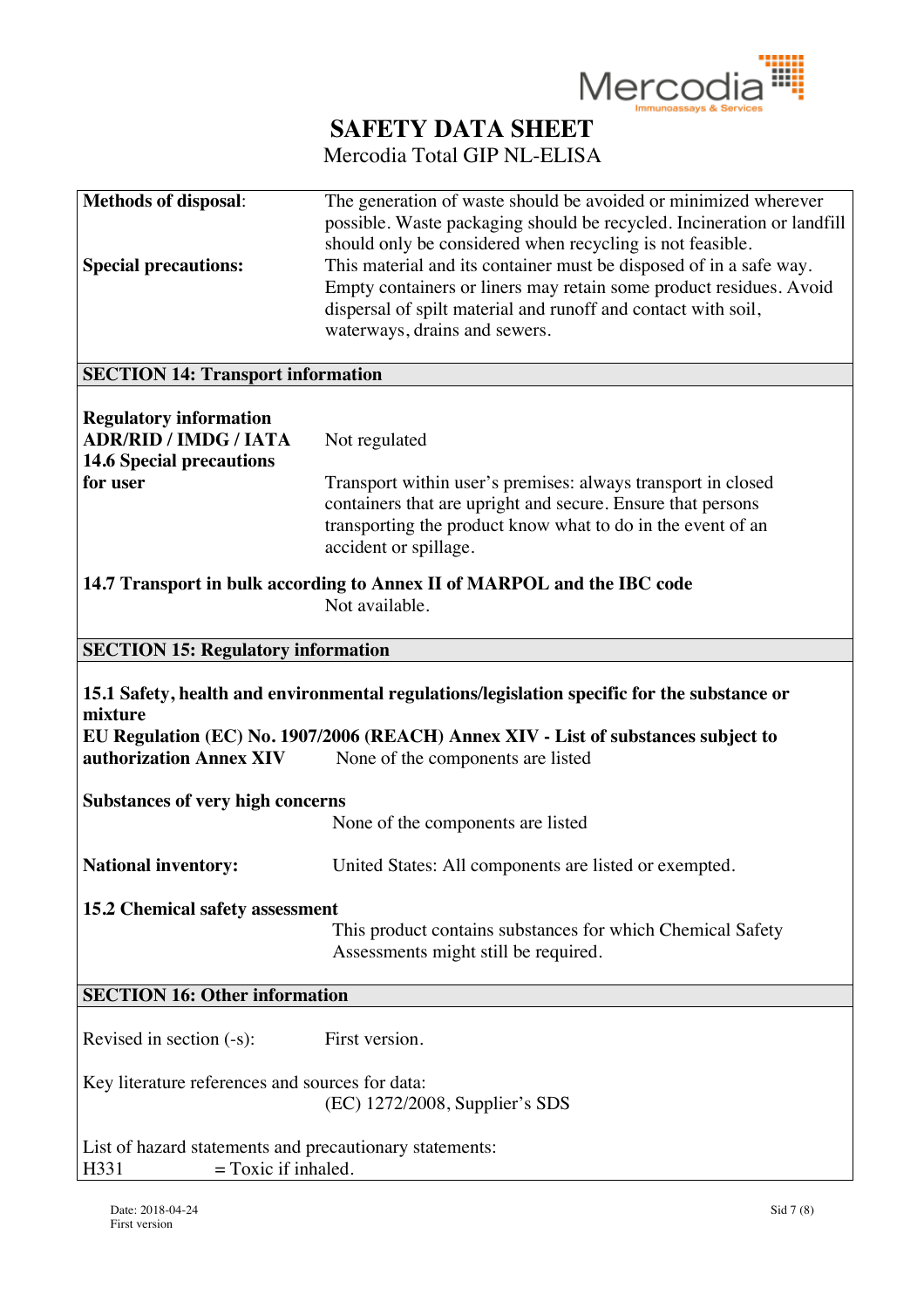| | |
|---|---|
| **Methods of disposal**: | The generation of waste should be avoided or minimized wherever possible. Waste packaging should be recycled. Incineration or landfill should only be considered when recycling is not feasible. |
| **Special precautions:** | This material and its container must be disposed of in a safe way. Empty containers or liners may retain some product residues. Avoid dispersal of spilt material and runoff and contact with soil, waterways, drains and sewers. |

## SECTION 14: Transport information

| | |
|---|---|
| **Regulatory information ADR/RID / IMDG / IATA** | Not regulated |
| **14.6 Special precautions for user** | Transport within user's premises: always transport in closed containers that are upright and secure. Ensure that persons transporting the product know what to do in the event of an accident or spillage. |

**14.7 Transport in bulk according to Annex II of MARPOL and the IBC code**

Not available.

## SECTION 15: Regulatory information

**15.1 Safety, health and environmental regulations/legislation specific for the substance or mixture**

**EU Regulation (EC) No. 1907/2006 (REACH) Annex XIV - List of substances subject to authorization Annex XIV** None of the components are listed

**Substances of very high concerns**

None of the components are listed

**National inventory:** United States: All components are listed or exempted.

**15.2 Chemical safety assessment**

This product contains substances for which Chemical Safety Assessments might still be required.

## SECTION 16: Other information

Revised in section (-s): First version.

Key literature references and sources for data:

(EC) 1272/2008, Supplier's SDS

List of hazard statements and precautionary statements:

H331 = Toxic if inhaled.

Date: 2018-04-24
First version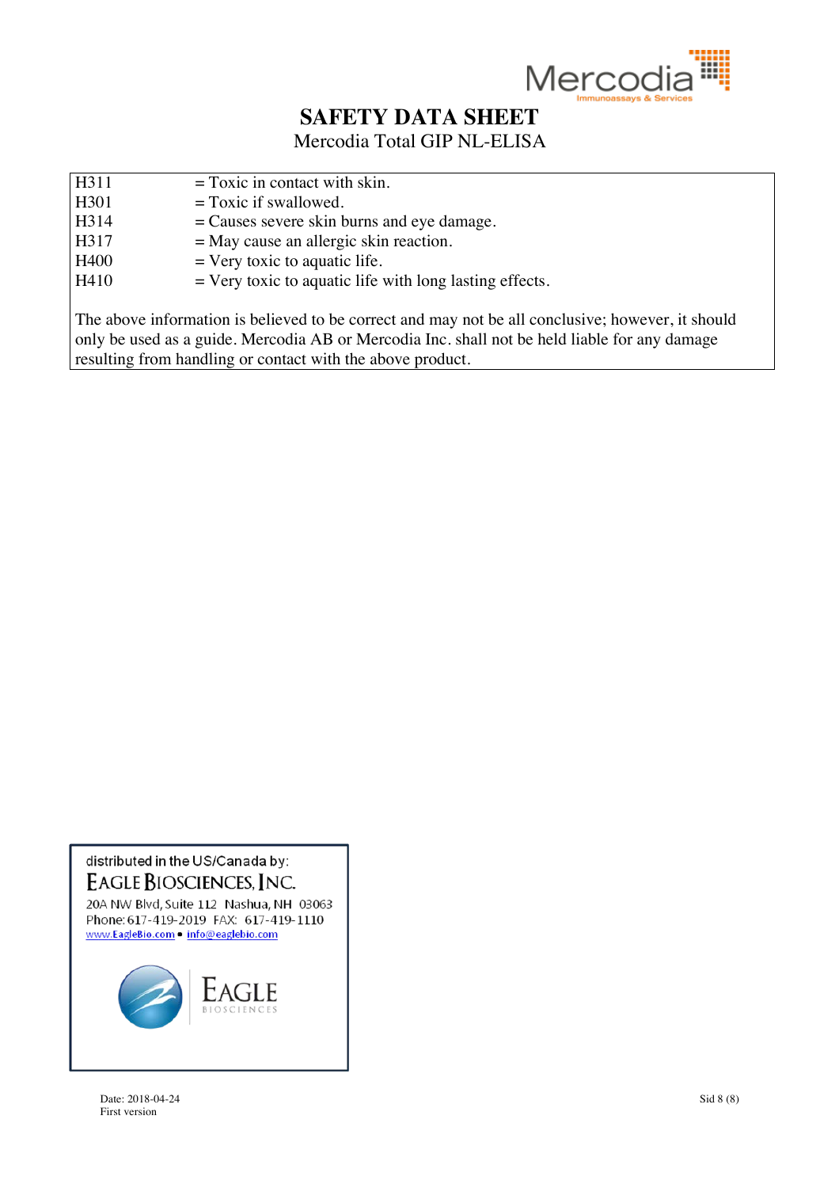# SAFETY DATA SHEET

Mercodia Total GIP NL-ELISA

| | |
|---|---|
| H311 | = Toxic in contact with skin. |
| H301 | = Toxic if swallowed. |
| H314 | = Causes severe skin burns and eye damage. |
| H317 | = May cause an allergic skin reaction. |
| H400 | = Very toxic to aquatic life. |
| H410 | = Very toxic to aquatic life with long lasting effects. |

The above information is believed to be correct and may not be all conclusive; however, it should only be used as a guide. Mercodia AB or Mercodia Inc. shall not be held liable for any damage resulting from handling or contact with the above product.

distributed in the US/Canada by:

EAGLE BIOSCIENCES, INC.

20A NW Blvd, Suite 112 Nashua, NH 03063

Phone: 617-419-2019 FAX: 617-419-1110

www.EagleBio.com • info@eaglebio.com

EAGLE BIOSCIENCES

Date: 2018-04-24

First version